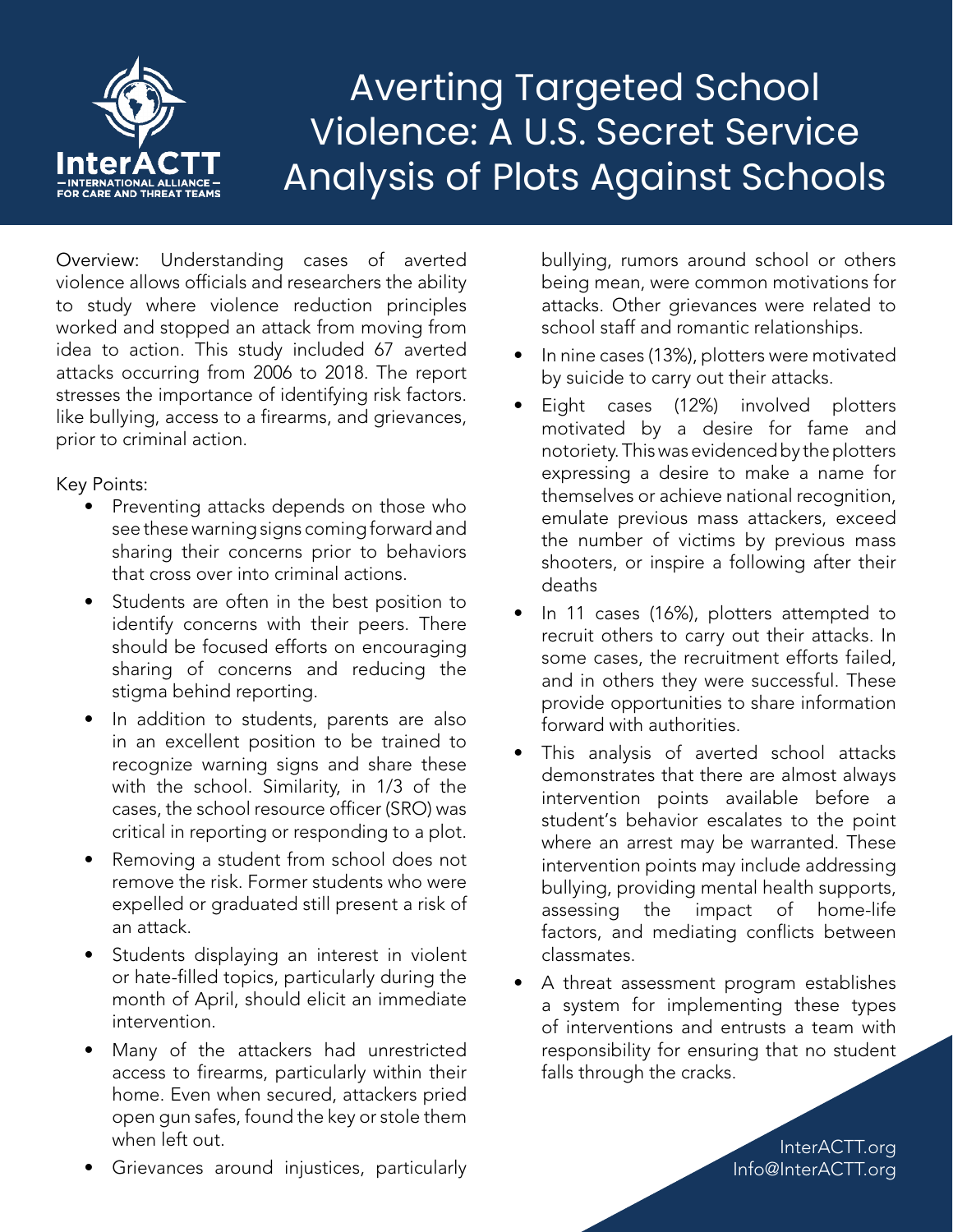# Averting Targeted School Violence: A U.S. Secret Service Analysis of Plots Against Schools

Overview: Understanding cases of averted violence allows officials and researchers the ability to study where violence reduction principles worked and stopped an attack from moving from idea to action. This study included 67 averted attacks occurring from 2006 to 2018. The report stresses the importance of identifying risk factors. like bullying, access to a firearms, and grievances, prior to criminal action.

Key Points:

- Preventing attacks depends on those who see these warning signs coming forward and sharing their concerns prior to behaviors that cross over into criminal actions.
- Students are often in the best position to identify concerns with their peers. There should be focused efforts on encouraging sharing of concerns and reducing the stigma behind reporting.
- In addition to students, parents are also in an excellent position to be trained to recognize warning signs and share these with the school. Similarity, in 1/3 of the cases, the school resource officer (SRO) was critical in reporting or responding to a plot.
- Removing a student from school does not remove the risk. Former students who were expelled or graduated still present a risk of an attack.
- Students displaying an interest in violent or hate-filled topics, particularly during the month of April, should elicit an immediate intervention.
- Many of the attackers had unrestricted access to firearms, particularly within their home. Even when secured, attackers pried open gun safes, found the key or stole them when left out.
- Grievances around injustices, particularly bullying, rumors around school or others being mean, were common motivations for attacks. Other grievances were related to school staff and romantic relationships.
- In nine cases (13%), plotters were motivated by suicide to carry out their attacks.
- Eight cases (12%) involved plotters motivated by a desire for fame and notoriety. This was evidenced by the plotters expressing a desire to make a name for themselves or achieve national recognition, emulate previous mass attackers, exceed the number of victims by previous mass shooters, or inspire a following after their deaths
- In 11 cases (16%), plotters attempted to recruit others to carry out their attacks. In some cases, the recruitment efforts failed, and in others they were successful. These provide opportunities to share information forward with authorities.
- This analysis of averted school attacks demonstrates that there are almost always intervention points available before a student's behavior escalates to the point where an arrest may be warranted. These intervention points may include addressing bullying, providing mental health supports, assessing the impact of home-life factors, and mediating conflicts between classmates.
- A threat assessment program establishes a system for implementing these types of interventions and entrusts a team with responsibility for ensuring that no student falls through the cracks.

InterACTT.org
Info@InterACTT.org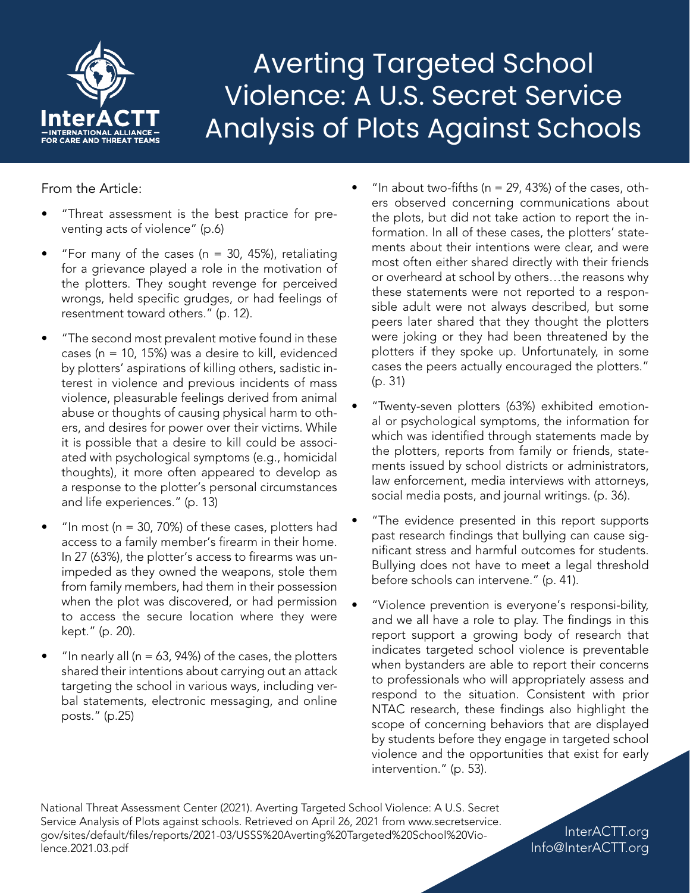# Averting Targeted School Violence: A U.S. Secret Service Analysis of Plots Against Schools

InterACTT — INTERNATIONAL ALLIANCE — FOR CARE AND THREAT TEAMS

From the Article:

- "Threat assessment is the best practice for preventing acts of violence" (p.6)
- "For many of the cases (n = 30, 45%), retaliating for a grievance played a role in the motivation of the plotters. They sought revenge for perceived wrongs, held specific grudges, or had feelings of resentment toward others." (p. 12).
- "The second most prevalent motive found in these cases (n = 10, 15%) was a desire to kill, evidenced by plotters' aspirations of killing others, sadistic interest in violence and previous incidents of mass violence, pleasurable feelings derived from animal abuse or thoughts of causing physical harm to others, and desires for power over their victims. While it is possible that a desire to kill could be associated with psychological symptoms (e.g., homicidal thoughts), it more often appeared to develop as a response to the plotter's personal circumstances and life experiences." (p. 13)
- "In most (n = 30, 70%) of these cases, plotters had access to a family member's firearm in their home. In 27 (63%), the plotter's access to firearms was unimpeded as they owned the weapons, stole them from family members, had them in their possession when the plot was discovered, or had permission to access the secure location where they were kept." (p. 20).
- "In nearly all (n = 63, 94%) of the cases, the plotters shared their intentions about carrying out an attack targeting the school in various ways, including verbal statements, electronic messaging, and online posts." (p.25)
- "In about two-fifths (n = 29, 43%) of the cases, others observed concerning communications about the plots, but did not take action to report the information. In all of these cases, the plotters' statements about their intentions were clear, and were most often either shared directly with their friends or overheard at school by others…the reasons why these statements were not reported to a responsible adult were not always described, but some peers later shared that they thought the plotters were joking or they had been threatened by the plotters if they spoke up. Unfortunately, in some cases the peers actually encouraged the plotters." (p. 31)
- "Twenty-seven plotters (63%) exhibited emotional or psychological symptoms, the information for which was identified through statements made by the plotters, reports from family or friends, statements issued by school districts or administrators, law enforcement, media interviews with attorneys, social media posts, and journal writings. (p. 36).
- "The evidence presented in this report supports past research findings that bullying can cause significant stress and harmful outcomes for students. Bullying does not have to meet a legal threshold before schools can intervene." (p. 41).
- "Violence prevention is everyone's responsi-bility, and we all have a role to play. The findings in this report support a growing body of research that indicates targeted school violence is preventable when bystanders are able to report their concerns to professionals who will appropriately assess and respond to the situation. Consistent with prior NTAC research, these findings also highlight the scope of concerning behaviors that are displayed by students before they engage in targeted school violence and the opportunities that exist for early intervention." (p. 53).

National Threat Assessment Center (2021). Averting Targeted School Violence: A U.S. Secret Service Analysis of Plots against schools. Retrieved on April 26, 2021 from www.secretservice.gov/sites/default/files/reports/2021-03/USSS%20Averting%20Targeted%20School%20Violence.2021.03.pdf

InterACTT.org
Info@InterACTT.org